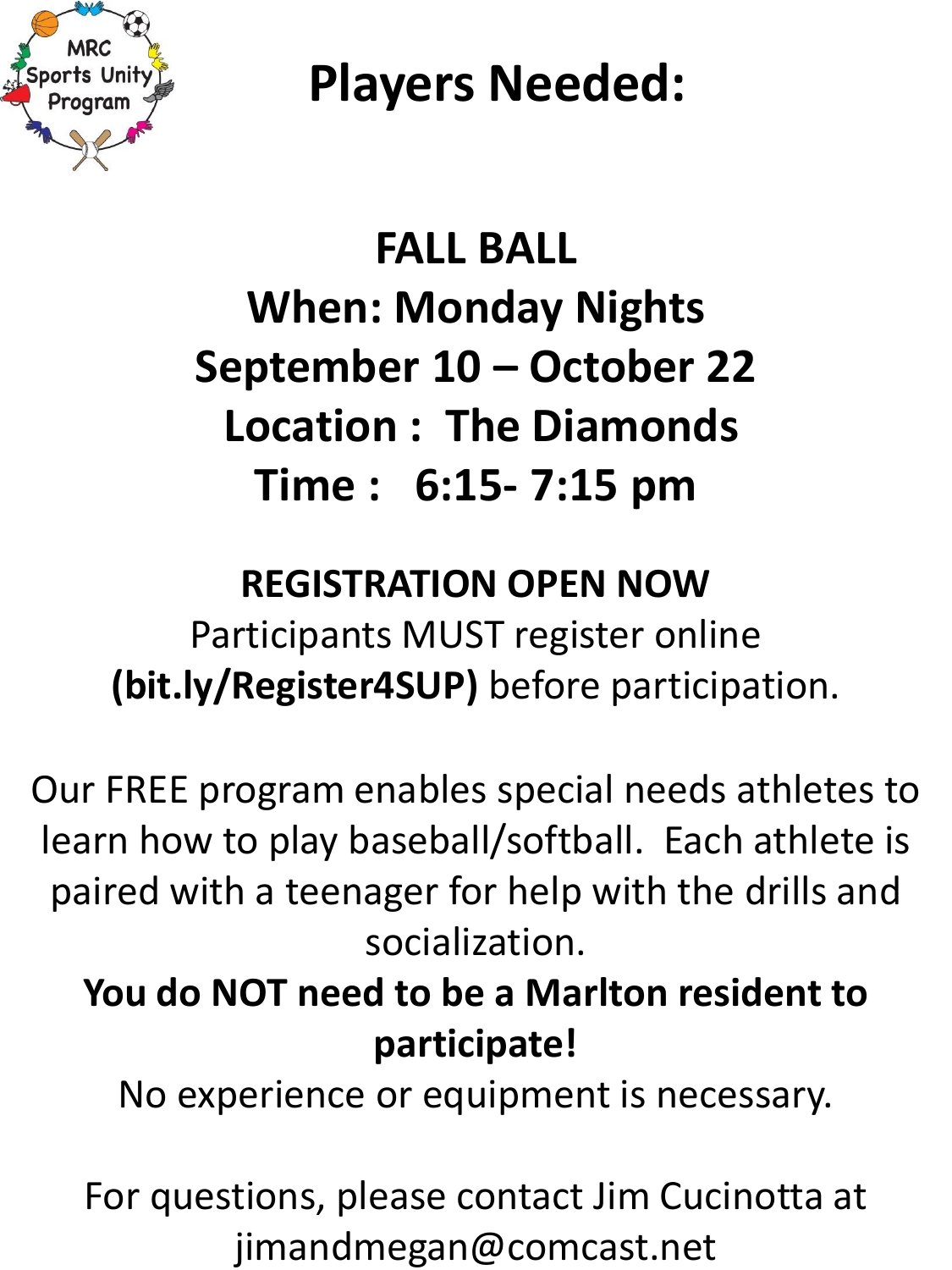MRC Sports Unity Program

# Players Needed:

## FALL BALL
## When: Monday Nights
## September 10 – October 22
## Location : The Diamonds
## Time : 6:15- 7:15 pm

**REGISTRATION OPEN NOW**

Participants MUST register online **(bit.ly/Register4SUP)** before participation.

Our FREE program enables special needs athletes to learn how to play baseball/softball. Each athlete is paired with a teenager for help with the drills and socialization.

**You do NOT need to be a Marlton resident to participate!**

No experience or equipment is necessary.

For questions, please contact Jim Cucinotta at jimandmegan@comcast.net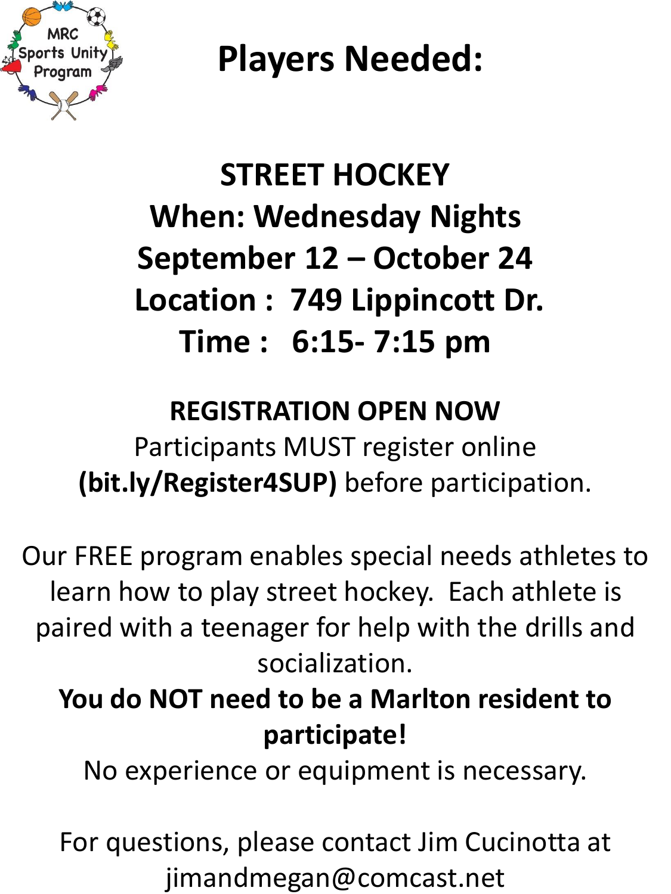MRC Sports Unity Program

# Players Needed:

## STREET HOCKEY

**When: Wednesday Nights**

**September 12 – October 24**

**Location : 749 Lippincott Dr.**

**Time : 6:15- 7:15 pm**

**REGISTRATION OPEN NOW**

Participants MUST register online **(bit.ly/Register4SUP)** before participation.

Our FREE program enables special needs athletes to learn how to play street hockey. Each athlete is paired with a teenager for help with the drills and socialization.

**You do NOT need to be a Marlton resident to participate!**

No experience or equipment is necessary.

For questions, please contact Jim Cucinotta at jimandmegan@comcast.net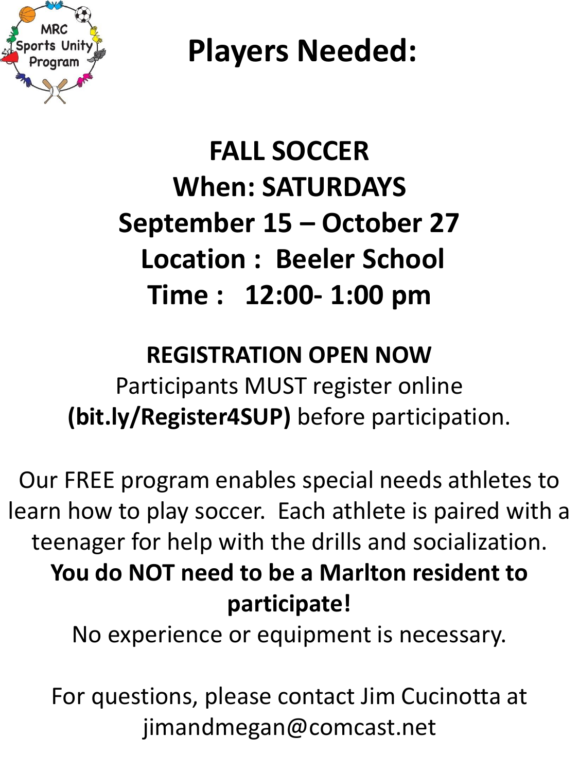MRC Sports Unity Program

# Players Needed:

## FALL SOCCER
## When: SATURDAYS
## September 15 – October 27
## Location : Beeler School
## Time : 12:00- 1:00 pm

**REGISTRATION OPEN NOW**

Participants MUST register online **(bit.ly/Register4SUP)** before participation.

Our FREE program enables special needs athletes to learn how to play soccer. Each athlete is paired with a teenager for help with the drills and socialization. **You do NOT need to be a Marlton resident to participate!** No experience or equipment is necessary.

For questions, please contact Jim Cucinotta at jimandmegan@comcast.net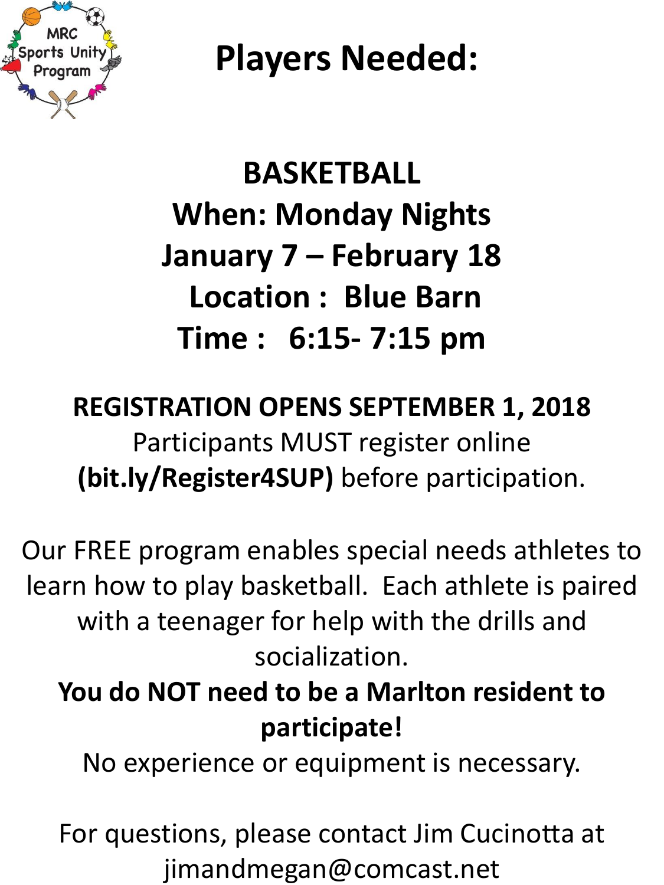MRC Sports Unity Program

# Players Needed:

## BASKETBALL

**When: Monday Nights**

**January 7 – February 18**

**Location : Blue Barn**

**Time : 6:15- 7:15 pm**

**REGISTRATION OPENS SEPTEMBER 1, 2018**

Participants MUST register online **(bit.ly/Register4SUP)** before participation.

Our FREE program enables special needs athletes to learn how to play basketball. Each athlete is paired with a teenager for help with the drills and socialization.

**You do NOT need to be a Marlton resident to participate!**

No experience or equipment is necessary.

For questions, please contact Jim Cucinotta at jimandmegan@comcast.net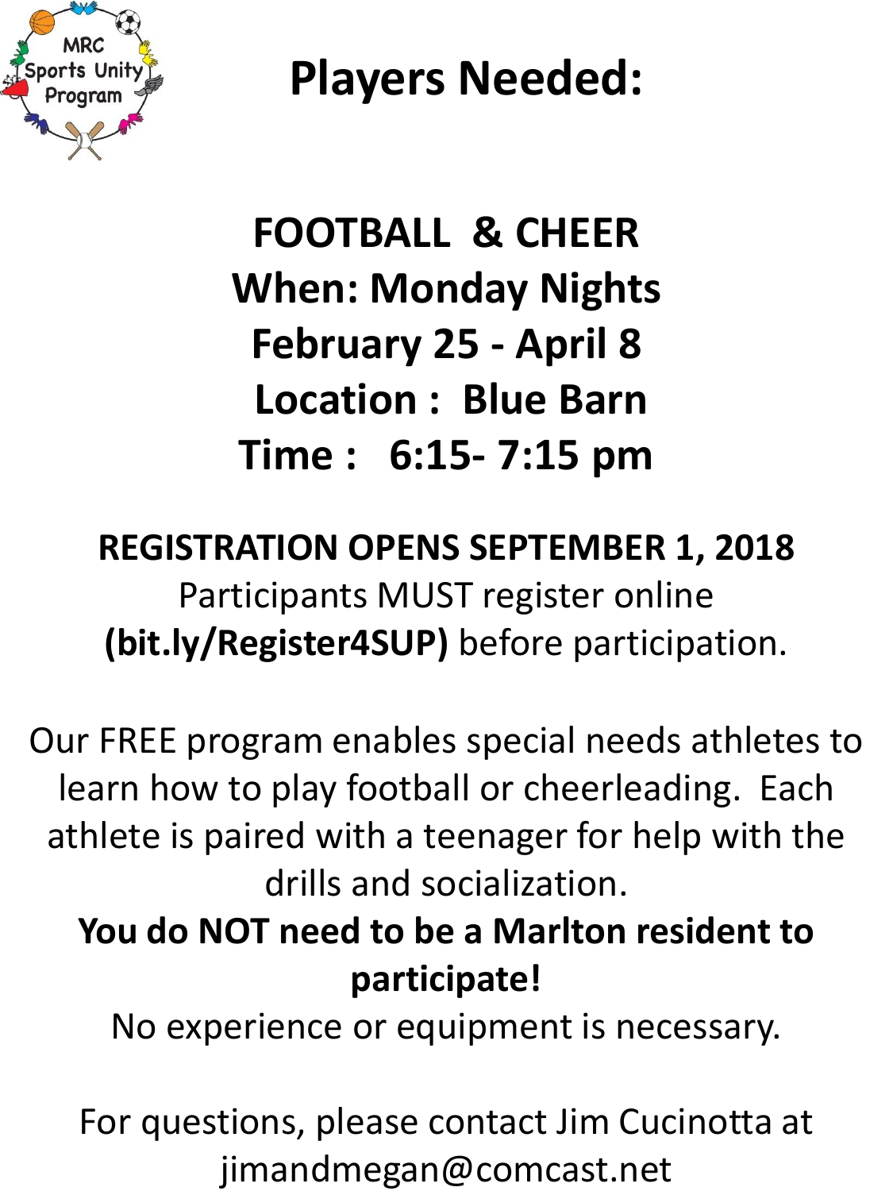MRC Sports Unity Program

# Players Needed:

## FOOTBALL & CHEER
## When: Monday Nights
## February 25 - April 8
## Location : Blue Barn
## Time : 6:15- 7:15 pm

**REGISTRATION OPENS SEPTEMBER 1, 2018**

Participants MUST register online **(bit.ly/Register4SUP)** before participation.

Our FREE program enables special needs athletes to learn how to play football or cheerleading. Each athlete is paired with a teenager for help with the drills and socialization.

**You do NOT need to be a Marlton resident to participate!**

No experience or equipment is necessary.

For questions, please contact Jim Cucinotta at jimandmegan@comcast.net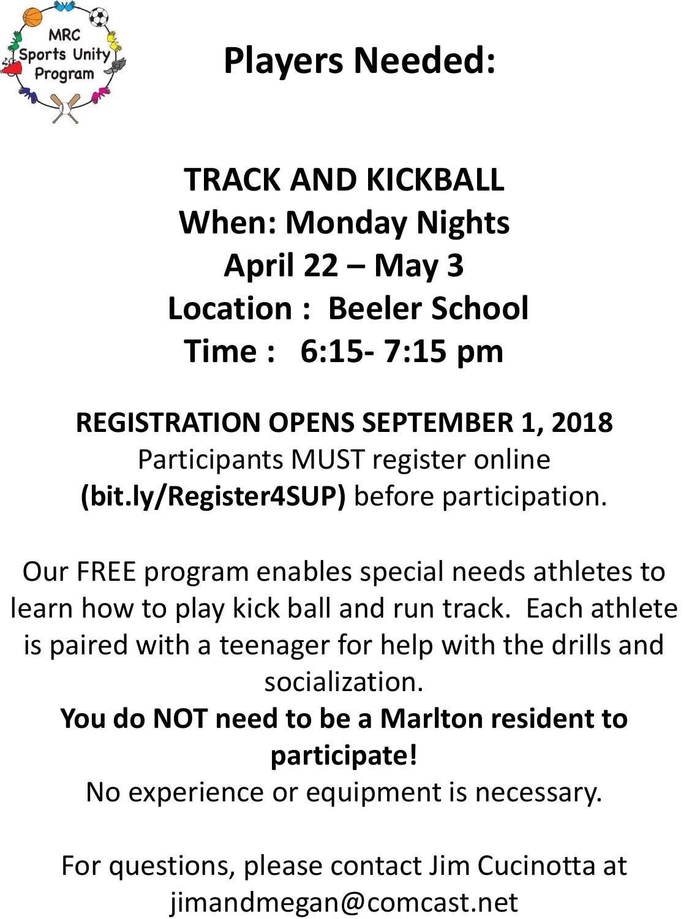MRC Sports Unity Program

# Players Needed:

## TRACK AND KICKBALL

## When: Monday Nights

## April 22 – May 3

## Location : Beeler School

## Time : 6:15- 7:15 pm

**REGISTRATION OPENS SEPTEMBER 1, 2018**

Participants MUST register online **(bit.ly/Register4SUP)** before participation.

Our FREE program enables special needs athletes to learn how to play kick ball and run track. Each athlete is paired with a teenager for help with the drills and socialization.

**You do NOT need to be a Marlton resident to participate!**

No experience or equipment is necessary.

For questions, please contact Jim Cucinotta at jimandmegan@comcast.net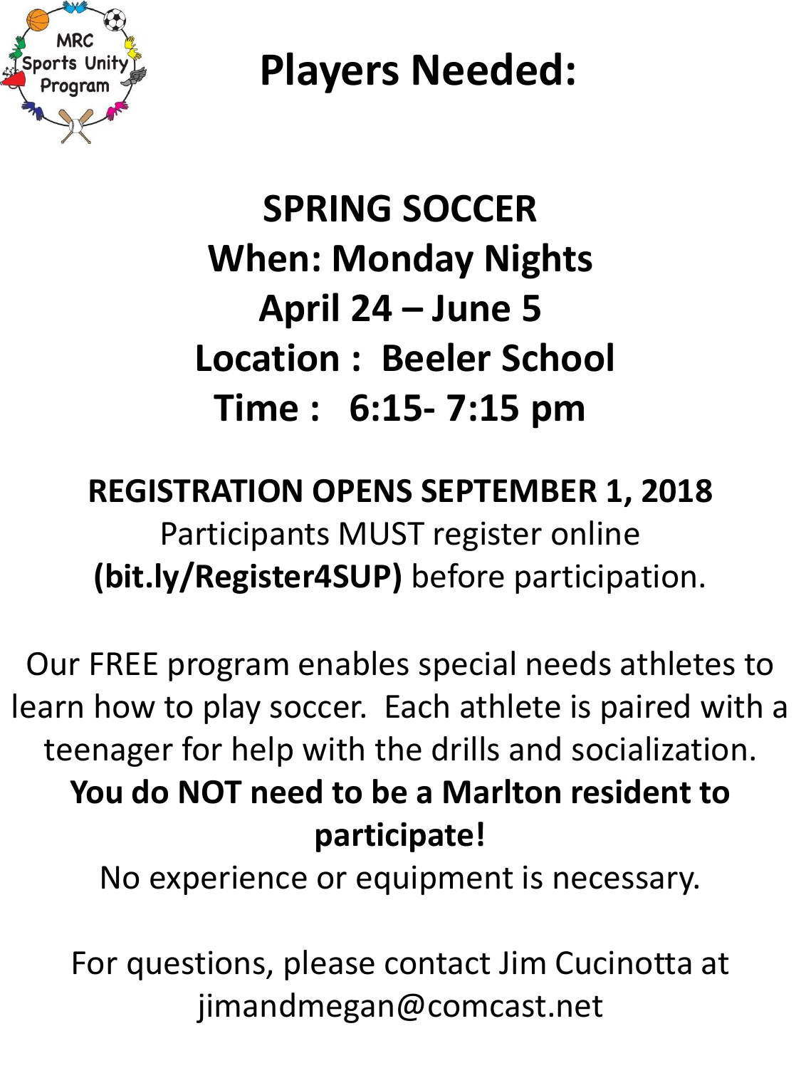MRC Sports Unity Program

# Players Needed:

## SPRING SOCCER

**When: Monday Nights**

**April 24 – June 5**

**Location : Beeler School**

**Time : 6:15- 7:15 pm**

**REGISTRATION OPENS SEPTEMBER 1, 2018**

Participants MUST register online **(bit.ly/Register4SUP)** before participation.

Our FREE program enables special needs athletes to learn how to play soccer. Each athlete is paired with a teenager for help with the drills and socialization. **You do NOT need to be a Marlton resident to participate!**

No experience or equipment is necessary.

For questions, please contact Jim Cucinotta at jimandmegan@comcast.net